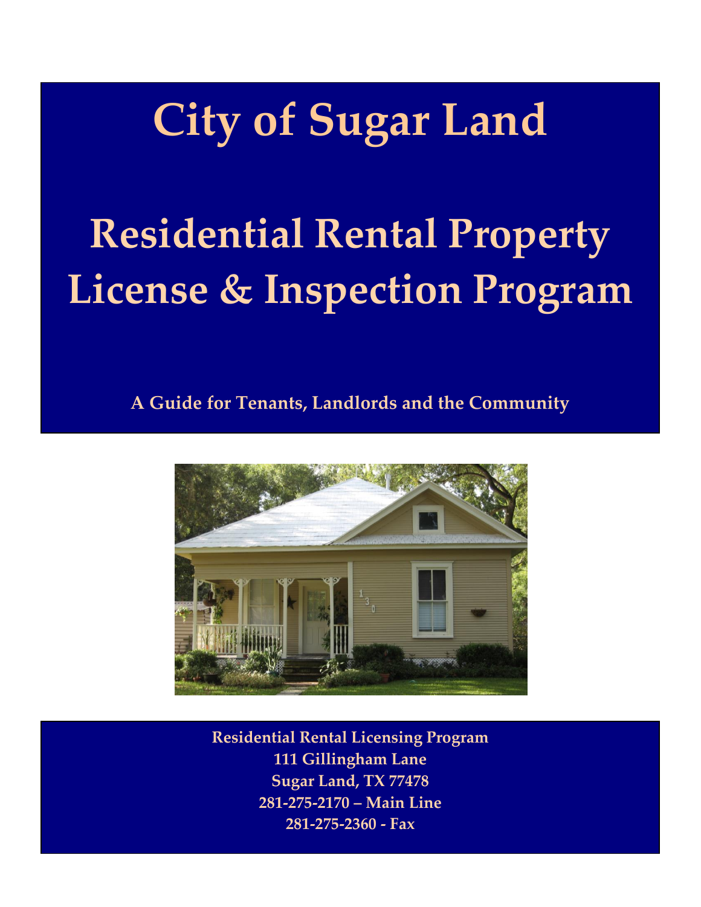# City of Sugar Land

# Residential Rental Property License & Inspection Program

**A Guide for Tenants, Landlords and the Community**

**Residential Rental Licensing Program**
**111 Gillingham Lane**
**Sugar Land, TX 77478**
**281-275-2170 – Main Line**
**281-275-2360 - Fax**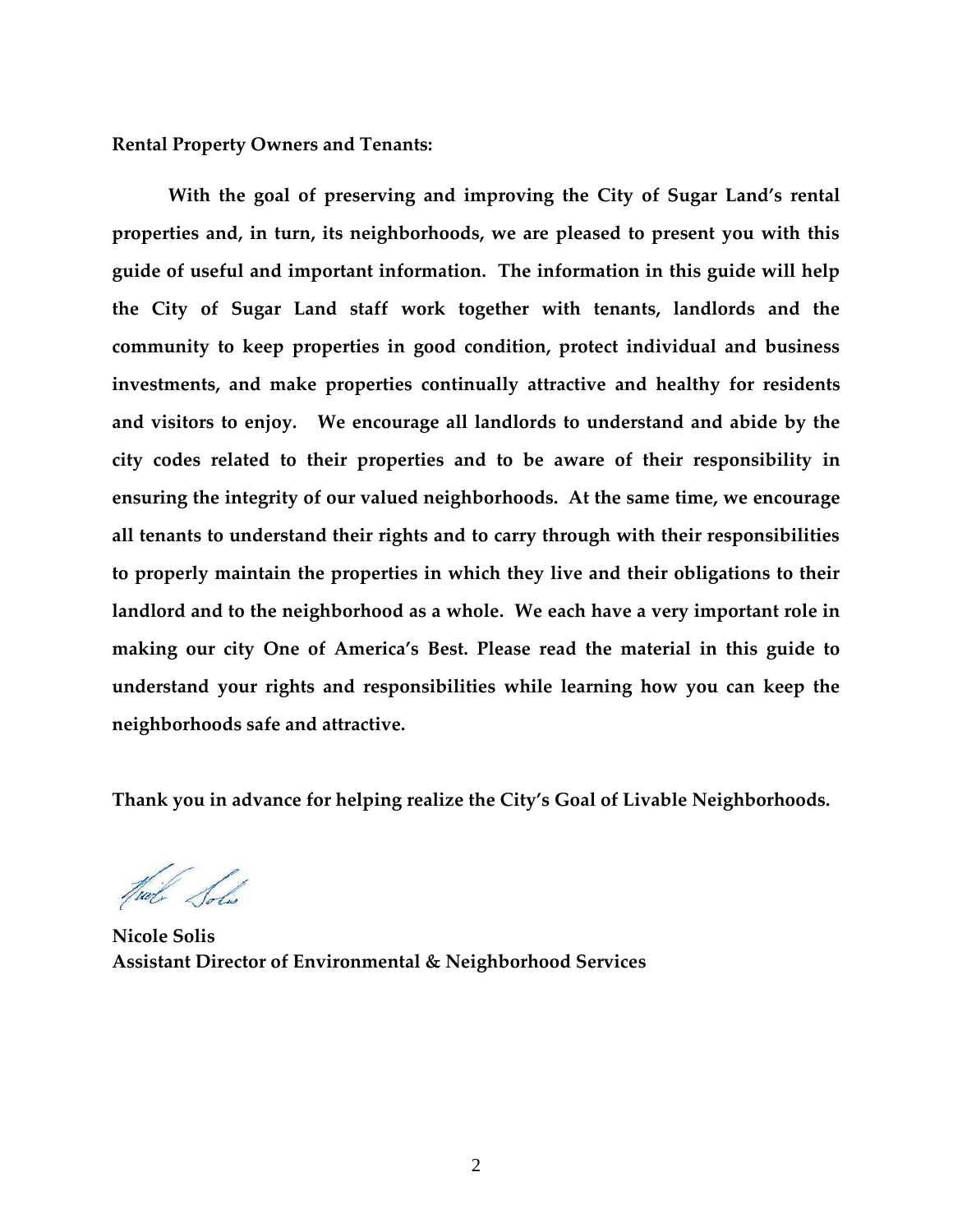**Rental Property Owners and Tenants:**

**With the goal of preserving and improving the City of Sugar Land's rental properties and, in turn, its neighborhoods, we are pleased to present you with this guide of useful and important information. The information in this guide will help the City of Sugar Land staff work together with tenants, landlords and the community to keep properties in good condition, protect individual and business investments, and make properties continually attractive and healthy for residents and visitors to enjoy. We encourage all landlords to understand and abide by the city codes related to their properties and to be aware of their responsibility in ensuring the integrity of our valued neighborhoods. At the same time, we encourage all tenants to understand their rights and to carry through with their responsibilities to properly maintain the properties in which they live and their obligations to their landlord and to the neighborhood as a whole. We each have a very important role in making our city One of America's Best. Please read the material in this guide to understand your rights and responsibilities while learning how you can keep the neighborhoods safe and attractive.**

**Thank you in advance for helping realize the City's Goal of Livable Neighborhoods.**

**Nicole Solis**
**Assistant Director of Environmental & Neighborhood Services**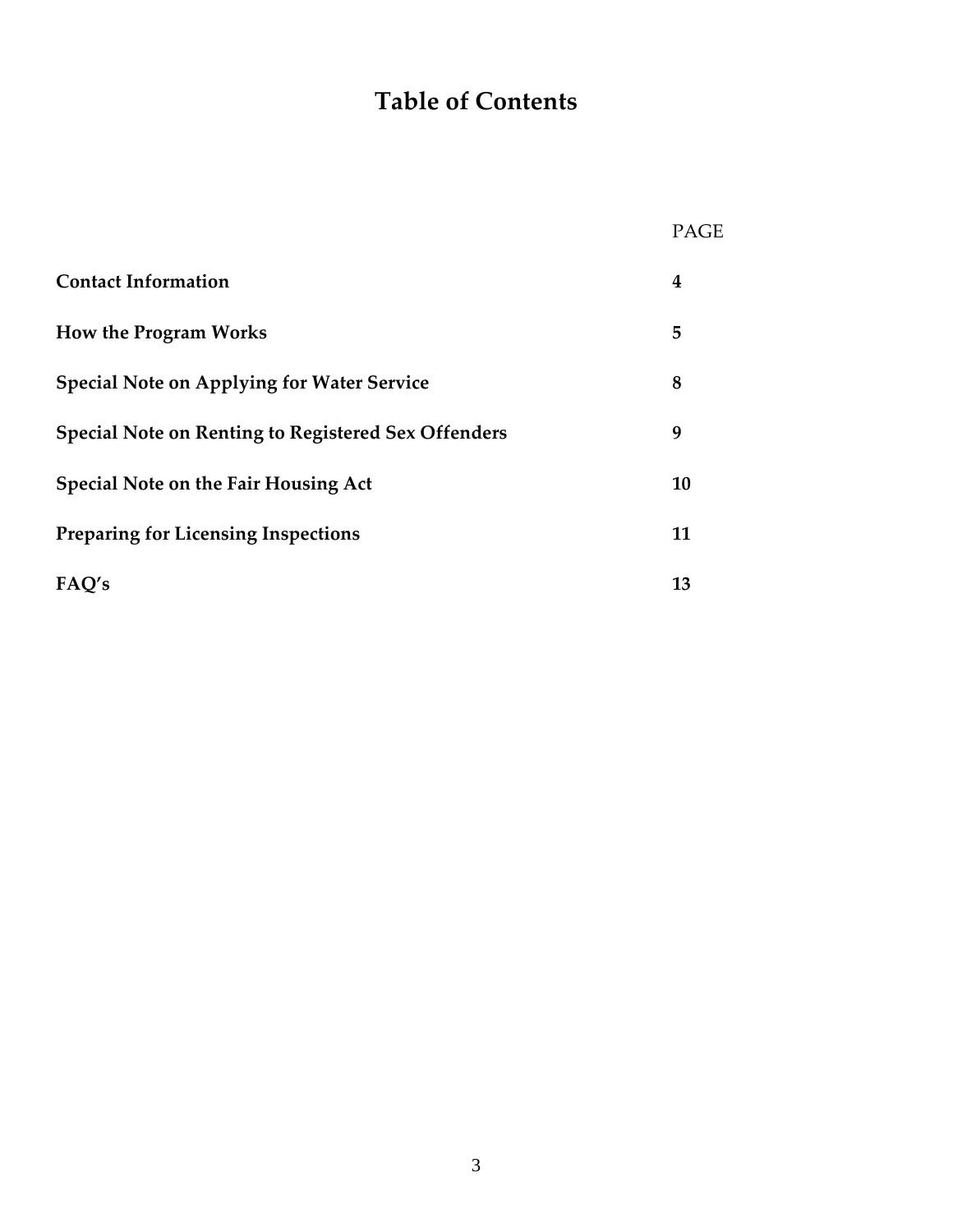# Table of Contents

| | PAGE |
|---|---|
| **Contact Information** | **4** |
| **How the Program Works** | **5** |
| **Special Note on Applying for Water Service** | **8** |
| **Special Note on Renting to Registered Sex Offenders** | **9** |
| **Special Note on the Fair Housing Act** | **10** |
| **Preparing for Licensing Inspections** | **11** |
| **FAQ's** | **13** |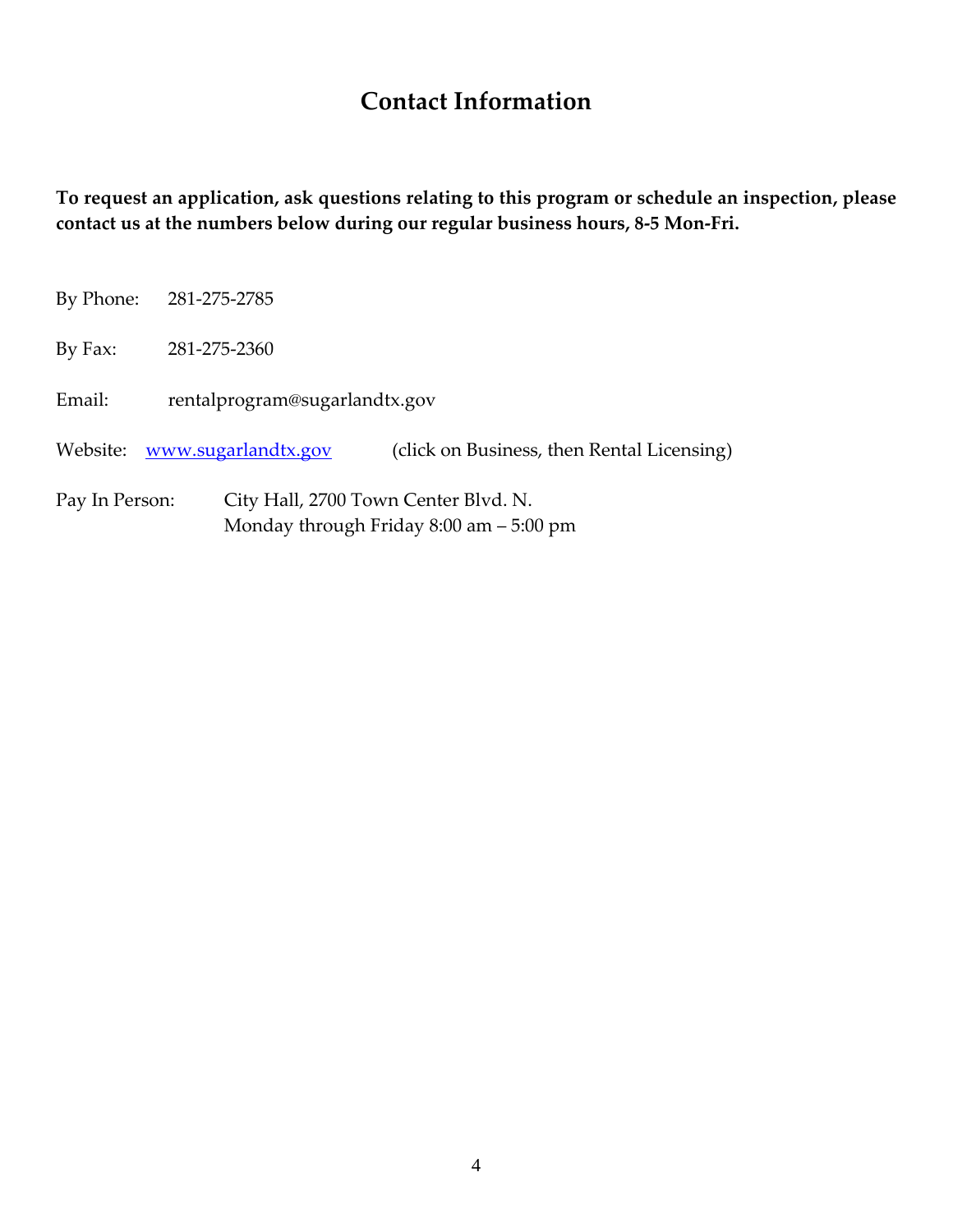# Contact Information

**To request an application, ask questions relating to this program or schedule an inspection, please contact us at the numbers below during our regular business hours, 8-5 Mon-Fri.**

By Phone: 281-275-2785

By Fax: 281-275-2360

Email: rentalprogram@sugarlandtx.gov

Website: [www.sugarlandtx.gov](http://www.sugarlandtx.gov) (click on Business, then Rental Licensing)

Pay In Person: City Hall, 2700 Town Center Blvd. N.
Monday through Friday 8:00 am – 5:00 pm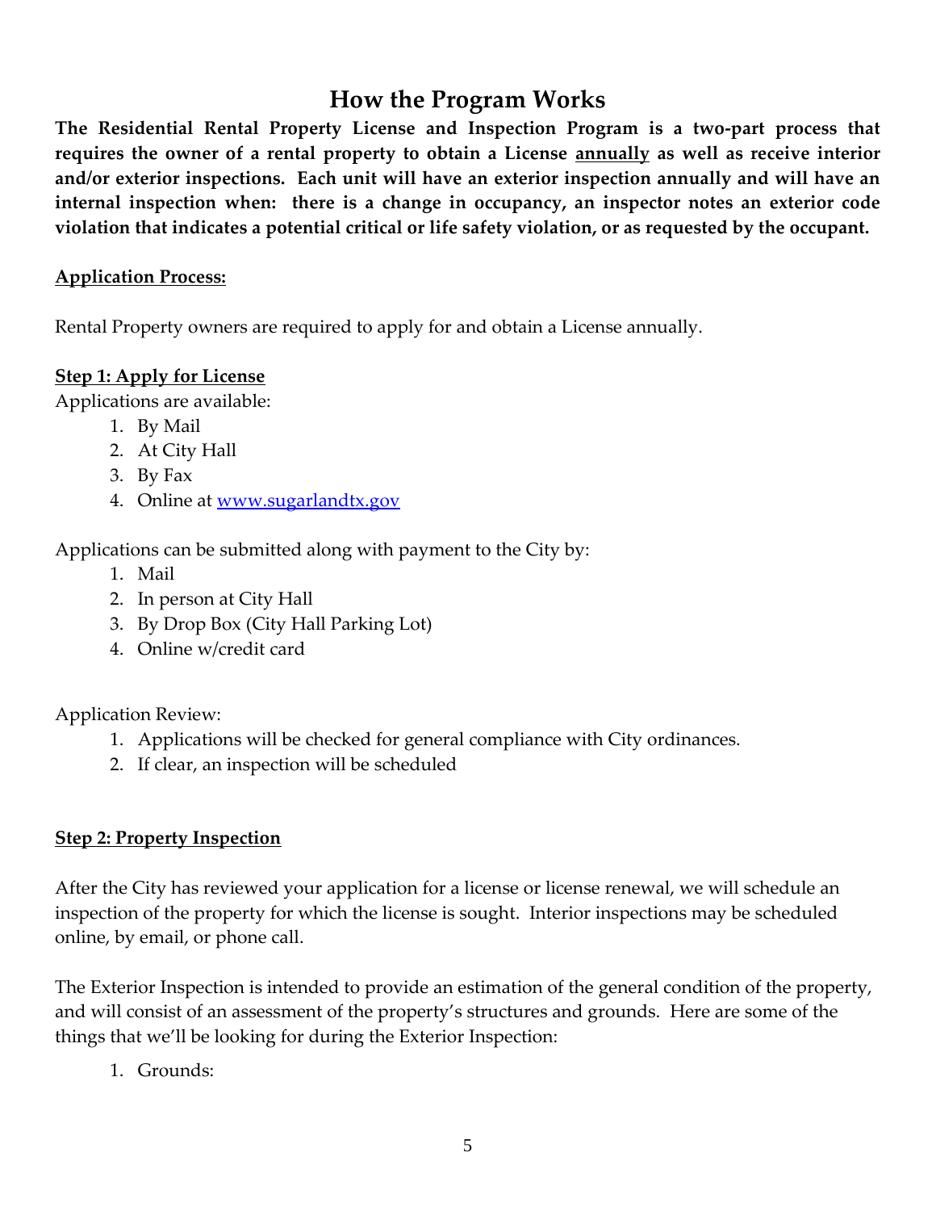# How the Program Works

**The Residential Rental Property License and Inspection Program is a two-part process that requires the owner of a rental property to obtain a License annually as well as receive interior and/or exterior inspections. Each unit will have an exterior inspection annually and will have an internal inspection when: there is a change in occupancy, an inspector notes an exterior code violation that indicates a potential critical or life safety violation, or as requested by the occupant.**

**Application Process:**

Rental Property owners are required to apply for and obtain a License annually.

**Step 1: Apply for License**

Applications are available:

1. By Mail
2. At City Hall
3. By Fax
4. Online at [www.sugarlandtx.gov](www.sugarlandtx.gov)

Applications can be submitted along with payment to the City by:

1. Mail
2. In person at City Hall
3. By Drop Box (City Hall Parking Lot)
4. Online w/credit card

Application Review:

1. Applications will be checked for general compliance with City ordinances.
2. If clear, an inspection will be scheduled

**Step 2: Property Inspection**

After the City has reviewed your application for a license or license renewal, we will schedule an inspection of the property for which the license is sought. Interior inspections may be scheduled online, by email, or phone call.

The Exterior Inspection is intended to provide an estimation of the general condition of the property, and will consist of an assessment of the property's structures and grounds. Here are some of the things that we'll be looking for during the Exterior Inspection:

1. Grounds: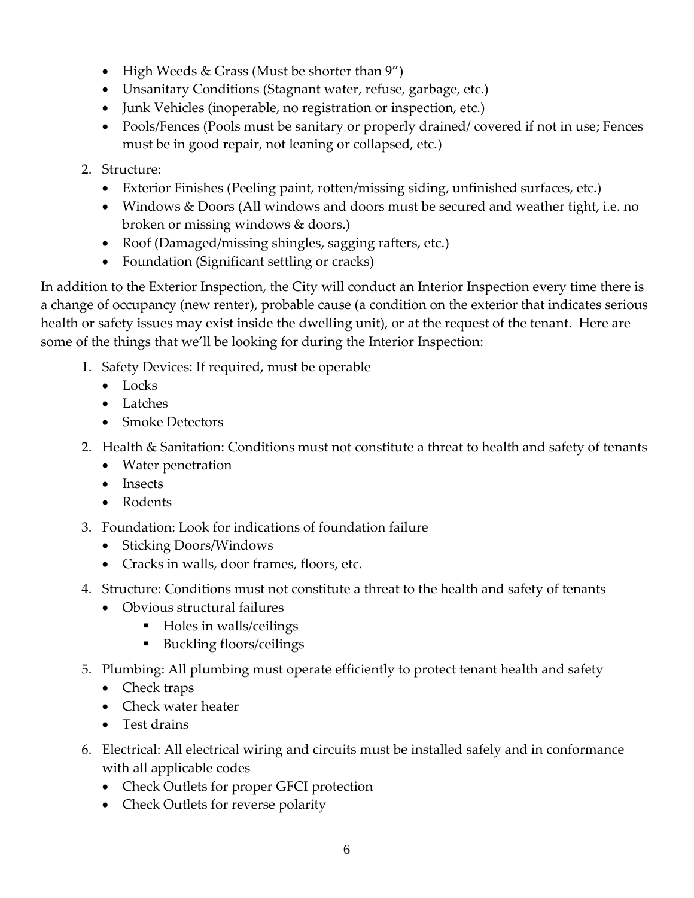- High Weeds & Grass (Must be shorter than 9")
- Unsanitary Conditions (Stagnant water, refuse, garbage, etc.)
- Junk Vehicles (inoperable, no registration or inspection, etc.)
- Pools/Fences (Pools must be sanitary or properly drained/ covered if not in use; Fences must be in good repair, not leaning or collapsed, etc.)

2. Structure:
   - Exterior Finishes (Peeling paint, rotten/missing siding, unfinished surfaces, etc.)
   - Windows & Doors (All windows and doors must be secured and weather tight, i.e. no broken or missing windows & doors.)
   - Roof (Damaged/missing shingles, sagging rafters, etc.)
   - Foundation (Significant settling or cracks)

In addition to the Exterior Inspection, the City will conduct an Interior Inspection every time there is a change of occupancy (new renter), probable cause (a condition on the exterior that indicates serious health or safety issues may exist inside the dwelling unit), or at the request of the tenant. Here are some of the things that we'll be looking for during the Interior Inspection:

1. Safety Devices: If required, must be operable
   - Locks
   - Latches
   - Smoke Detectors
2. Health & Sanitation: Conditions must not constitute a threat to health and safety of tenants
   - Water penetration
   - Insects
   - Rodents
3. Foundation: Look for indications of foundation failure
   - Sticking Doors/Windows
   - Cracks in walls, door frames, floors, etc.
4. Structure: Conditions must not constitute a threat to the health and safety of tenants
   - Obvious structural failures
     - Holes in walls/ceilings
     - Buckling floors/ceilings
5. Plumbing: All plumbing must operate efficiently to protect tenant health and safety
   - Check traps
   - Check water heater
   - Test drains
6. Electrical: All electrical wiring and circuits must be installed safely and in conformance with all applicable codes
   - Check Outlets for proper GFCI protection
   - Check Outlets for reverse polarity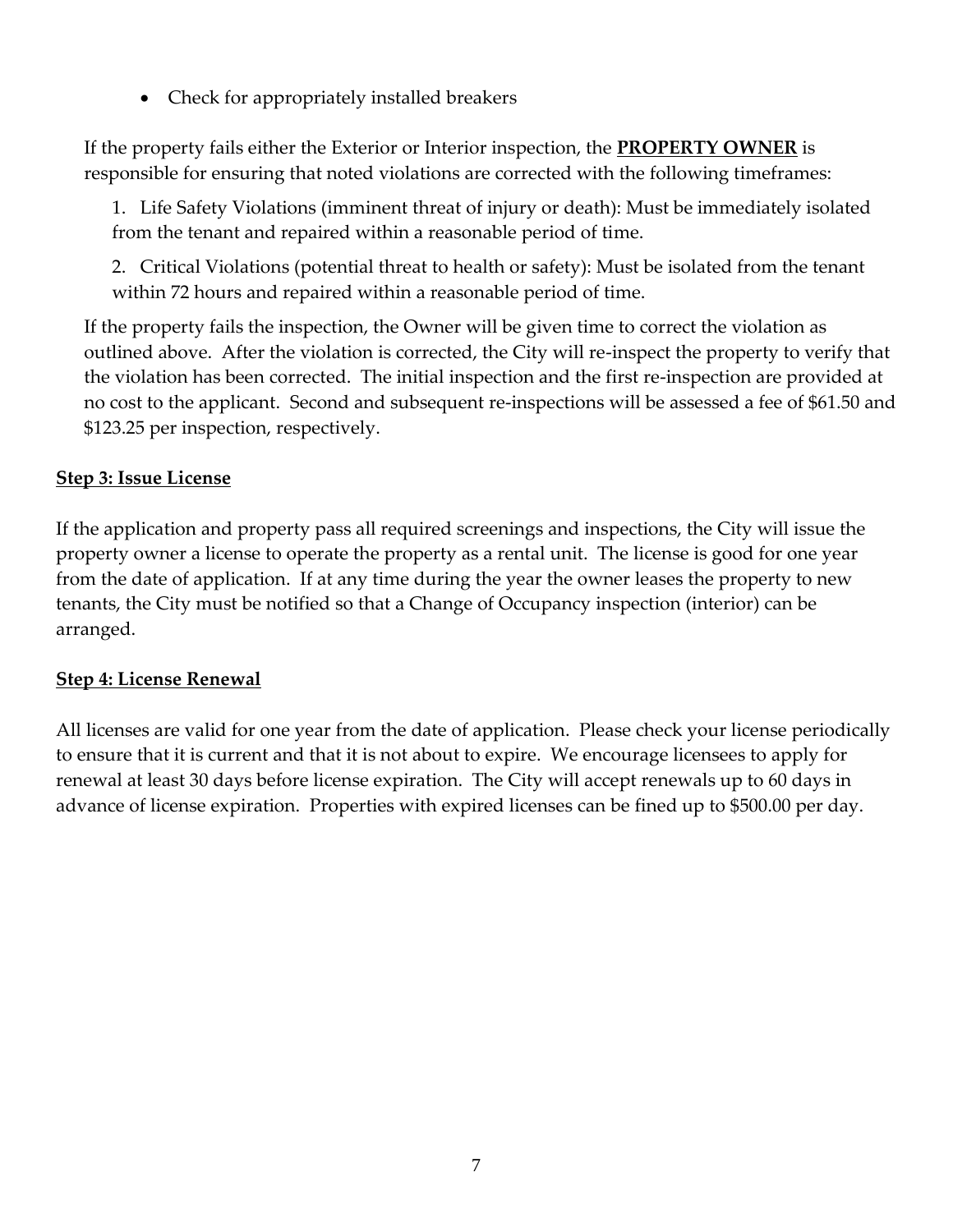- Check for appropriately installed breakers

If the property fails either the Exterior or Interior inspection, the **PROPERTY OWNER** is responsible for ensuring that noted violations are corrected with the following timeframes:

1. Life Safety Violations (imminent threat of injury or death): Must be immediately isolated from the tenant and repaired within a reasonable period of time.
2. Critical Violations (potential threat to health or safety): Must be isolated from the tenant within 72 hours and repaired within a reasonable period of time.

If the property fails the inspection, the Owner will be given time to correct the violation as outlined above. After the violation is corrected, the City will re-inspect the property to verify that the violation has been corrected. The initial inspection and the first re-inspection are provided at no cost to the applicant. Second and subsequent re-inspections will be assessed a fee of $61.50 and $123.25 per inspection, respectively.

## Step 3: Issue License

If the application and property pass all required screenings and inspections, the City will issue the property owner a license to operate the property as a rental unit. The license is good for one year from the date of application. If at any time during the year the owner leases the property to new tenants, the City must be notified so that a Change of Occupancy inspection (interior) can be arranged.

## Step 4: License Renewal

All licenses are valid for one year from the date of application. Please check your license periodically to ensure that it is current and that it is not about to expire. We encourage licensees to apply for renewal at least 30 days before license expiration. The City will accept renewals up to 60 days in advance of license expiration. Properties with expired licenses can be fined up to $500.00 per day.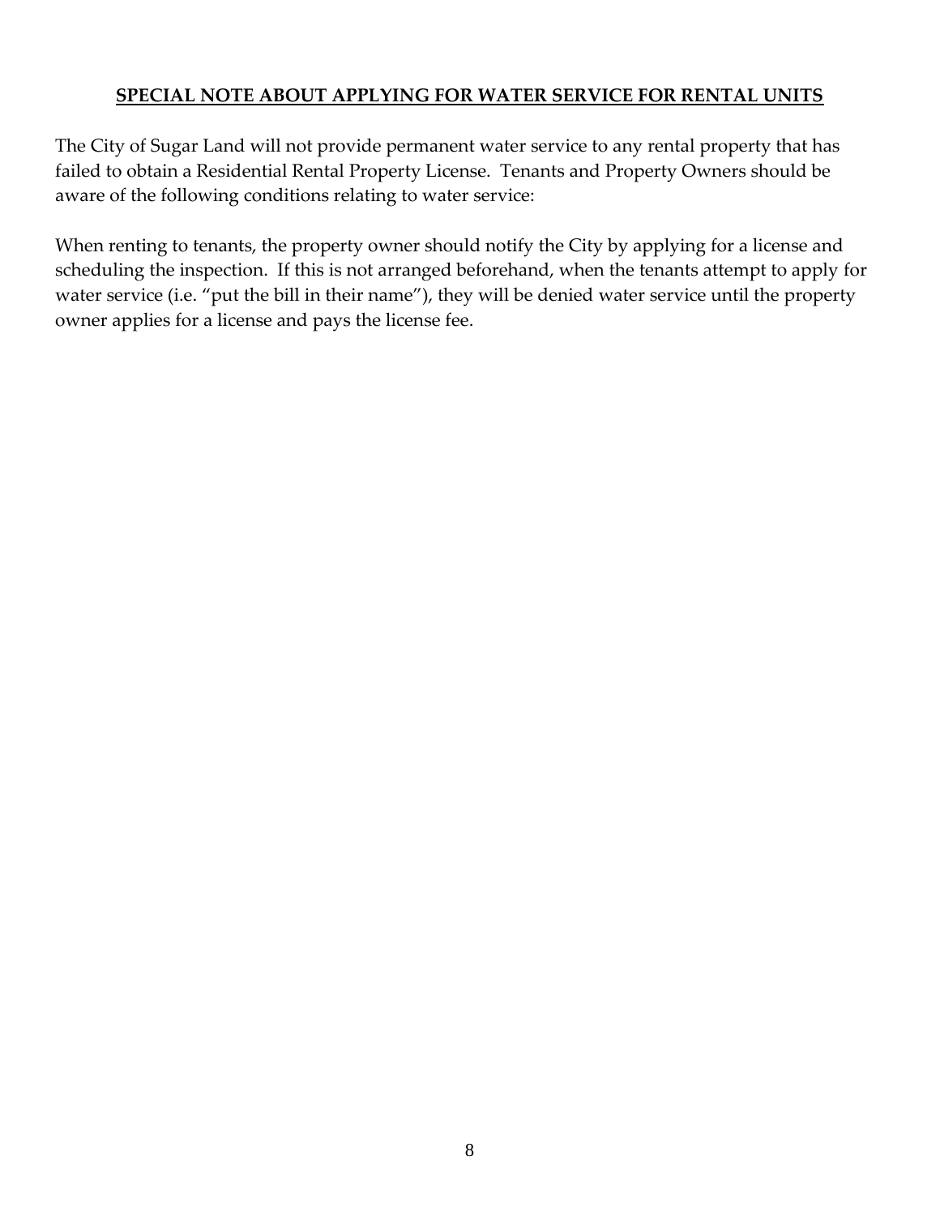## **SPECIAL NOTE ABOUT APPLYING FOR WATER SERVICE FOR RENTAL UNITS**

The City of Sugar Land will not provide permanent water service to any rental property that has failed to obtain a Residential Rental Property License. Tenants and Property Owners should be aware of the following conditions relating to water service:

When renting to tenants, the property owner should notify the City by applying for a license and scheduling the inspection. If this is not arranged beforehand, when the tenants attempt to apply for water service (i.e. "put the bill in their name"), they will be denied water service until the property owner applies for a license and pays the license fee.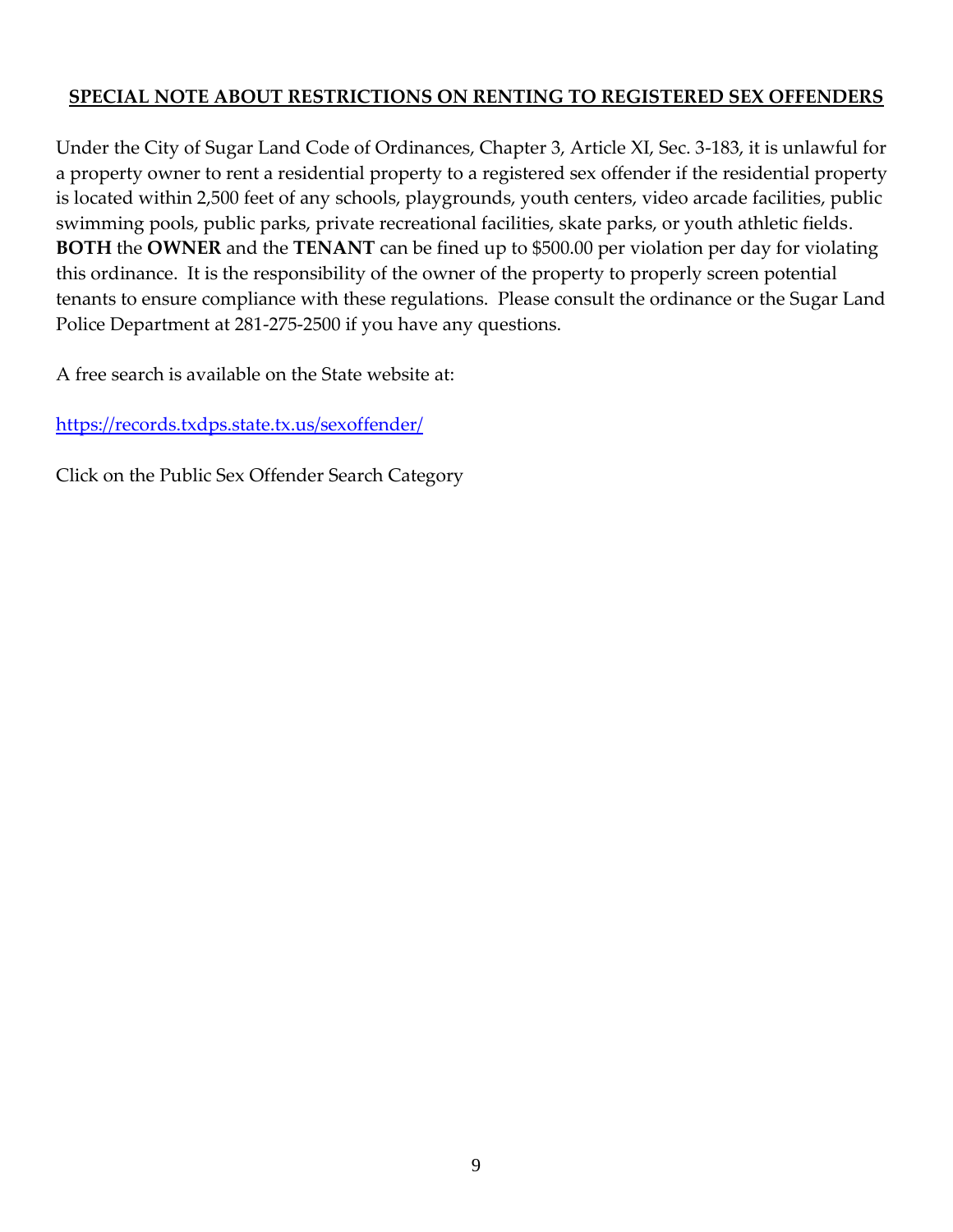## <u>SPECIAL NOTE ABOUT RESTRICTIONS ON RENTING TO REGISTERED SEX OFFENDERS</u>

Under the City of Sugar Land Code of Ordinances, Chapter 3, Article XI, Sec. 3-183, it is unlawful for a property owner to rent a residential property to a registered sex offender if the residential property is located within 2,500 feet of any schools, playgrounds, youth centers, video arcade facilities, public swimming pools, public parks, private recreational facilities, skate parks, or youth athletic fields. **BOTH** the **OWNER** and the **TENANT** can be fined up to $500.00 per violation per day for violating this ordinance. It is the responsibility of the owner of the property to properly screen potential tenants to ensure compliance with these regulations. Please consult the ordinance or the Sugar Land Police Department at 281-275-2500 if you have any questions.

A free search is available on the State website at:

https://records.txdps.state.tx.us/sexoffender/

Click on the Public Sex Offender Search Category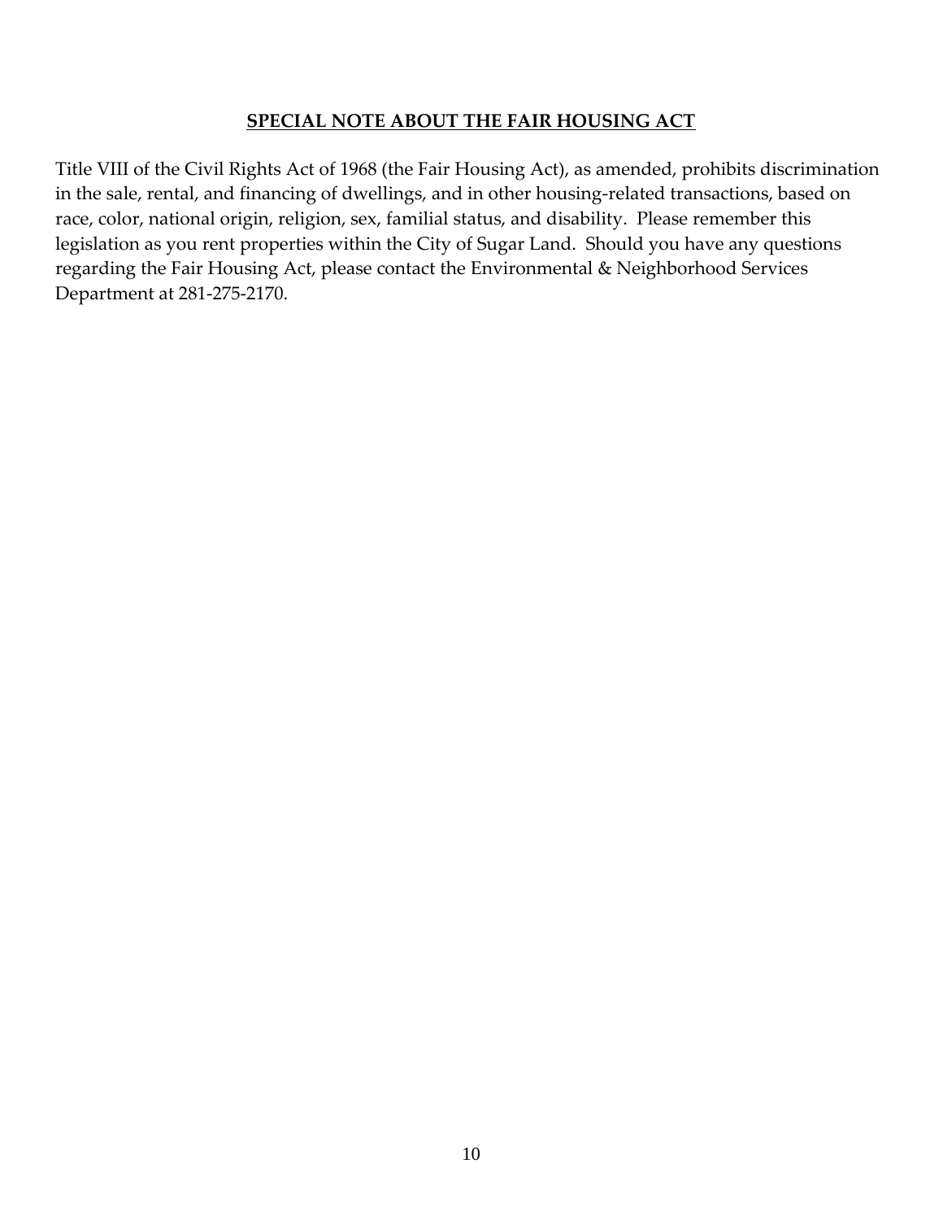## SPECIAL NOTE ABOUT THE FAIR HOUSING ACT

Title VIII of the Civil Rights Act of 1968 (the Fair Housing Act), as amended, prohibits discrimination in the sale, rental, and financing of dwellings, and in other housing-related transactions, based on race, color, national origin, religion, sex, familial status, and disability. Please remember this legislation as you rent properties within the City of Sugar Land. Should you have any questions regarding the Fair Housing Act, please contact the Environmental & Neighborhood Services Department at 281-275-2170.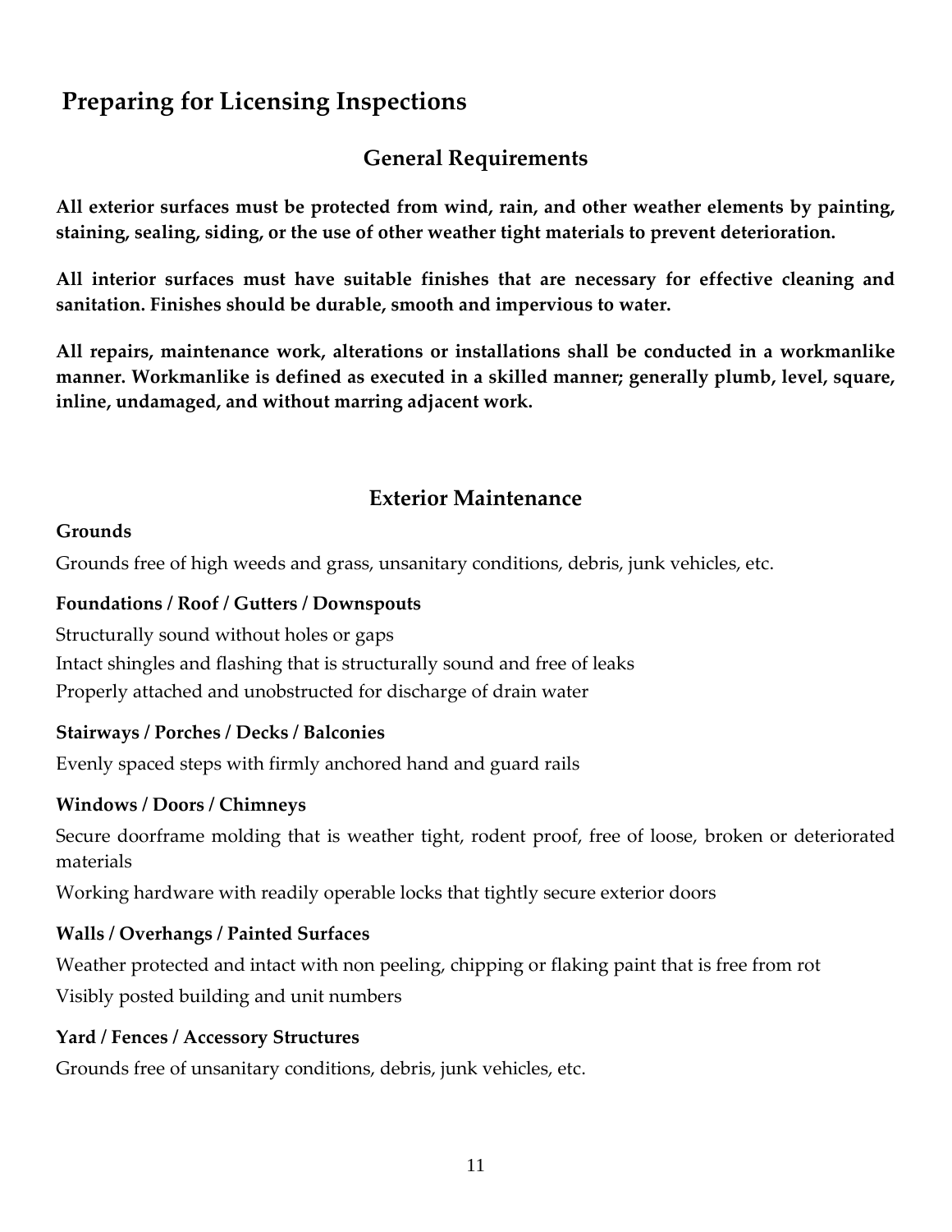# Preparing for Licensing Inspections

## General Requirements

**All exterior surfaces must be protected from wind, rain, and other weather elements by painting, staining, sealing, siding, or the use of other weather tight materials to prevent deterioration.**

**All interior surfaces must have suitable finishes that are necessary for effective cleaning and sanitation. Finishes should be durable, smooth and impervious to water.**

**All repairs, maintenance work, alterations or installations shall be conducted in a workmanlike manner. Workmanlike is defined as executed in a skilled manner; generally plumb, level, square, inline, undamaged, and without marring adjacent work.**

## Exterior Maintenance

**Grounds**

Grounds free of high weeds and grass, unsanitary conditions, debris, junk vehicles, etc.

**Foundations / Roof / Gutters / Downspouts**

Structurally sound without holes or gaps
Intact shingles and flashing that is structurally sound and free of leaks
Properly attached and unobstructed for discharge of drain water

**Stairways / Porches / Decks / Balconies**

Evenly spaced steps with firmly anchored hand and guard rails

**Windows / Doors / Chimneys**

Secure doorframe molding that is weather tight, rodent proof, free of loose, broken or deteriorated materials

Working hardware with readily operable locks that tightly secure exterior doors

**Walls / Overhangs / Painted Surfaces**

Weather protected and intact with non peeling, chipping or flaking paint that is free from rot
Visibly posted building and unit numbers

**Yard / Fences / Accessory Structures**

Grounds free of unsanitary conditions, debris, junk vehicles, etc.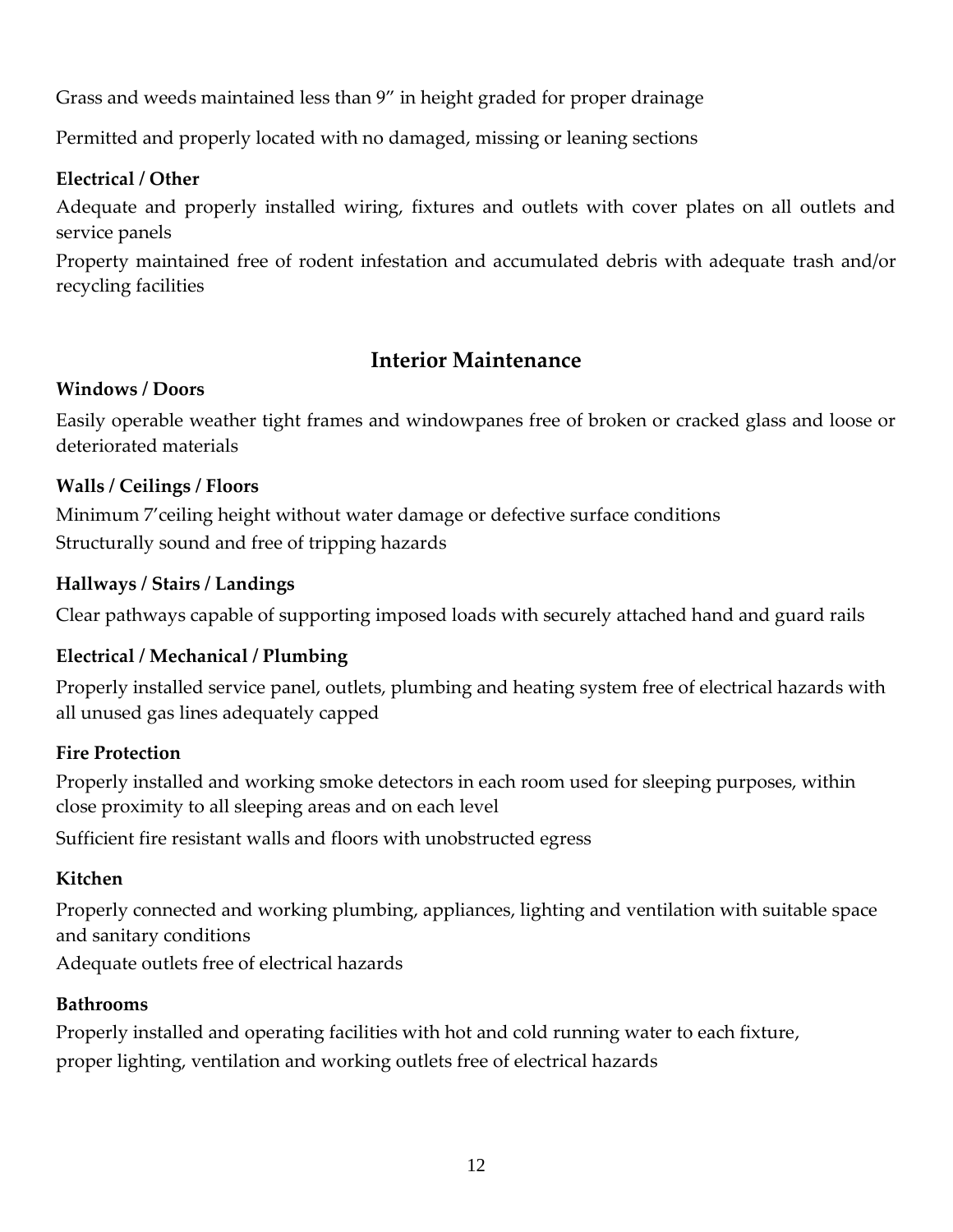Grass and weeds maintained less than 9" in height graded for proper drainage

Permitted and properly located with no damaged, missing or leaning sections

**Electrical / Other**

Adequate and properly installed wiring, fixtures and outlets with cover plates on all outlets and service panels

Property maintained free of rodent infestation and accumulated debris with adequate trash and/or recycling facilities

## Interior Maintenance

**Windows / Doors**

Easily operable weather tight frames and windowpanes free of broken or cracked glass and loose or deteriorated materials

**Walls / Ceilings / Floors**

Minimum 7'ceiling height without water damage or defective surface conditions

Structurally sound and free of tripping hazards

**Hallways / Stairs / Landings**

Clear pathways capable of supporting imposed loads with securely attached hand and guard rails

**Electrical / Mechanical / Plumbing**

Properly installed service panel, outlets, plumbing and heating system free of electrical hazards with all unused gas lines adequately capped

**Fire Protection**

Properly installed and working smoke detectors in each room used for sleeping purposes, within close proximity to all sleeping areas and on each level

Sufficient fire resistant walls and floors with unobstructed egress

**Kitchen**

Properly connected and working plumbing, appliances, lighting and ventilation with suitable space and sanitary conditions

Adequate outlets free of electrical hazards

**Bathrooms**

Properly installed and operating facilities with hot and cold running water to each fixture, proper lighting, ventilation and working outlets free of electrical hazards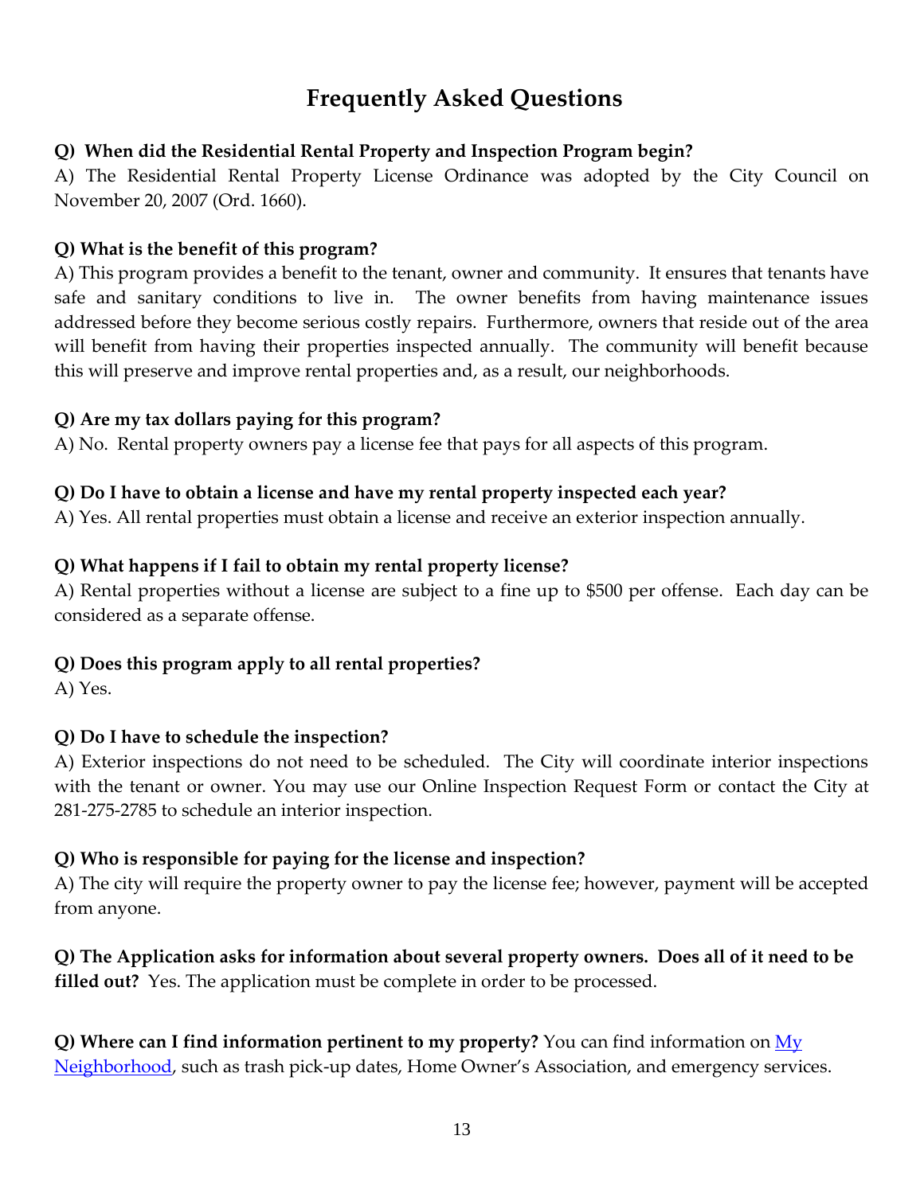# Frequently Asked Questions

**Q) When did the Residential Rental Property and Inspection Program begin?**

A) The Residential Rental Property License Ordinance was adopted by the City Council on November 20, 2007 (Ord. 1660).

**Q) What is the benefit of this program?**

A) This program provides a benefit to the tenant, owner and community. It ensures that tenants have safe and sanitary conditions to live in. The owner benefits from having maintenance issues addressed before they become serious costly repairs. Furthermore, owners that reside out of the area will benefit from having their properties inspected annually. The community will benefit because this will preserve and improve rental properties and, as a result, our neighborhoods.

**Q) Are my tax dollars paying for this program?**

A) No. Rental property owners pay a license fee that pays for all aspects of this program.

**Q) Do I have to obtain a license and have my rental property inspected each year?**

A) Yes. All rental properties must obtain a license and receive an exterior inspection annually.

**Q) What happens if I fail to obtain my rental property license?**

A) Rental properties without a license are subject to a fine up to $500 per offense. Each day can be considered as a separate offense.

**Q) Does this program apply to all rental properties?**

A) Yes.

**Q) Do I have to schedule the inspection?**

A) Exterior inspections do not need to be scheduled. The City will coordinate interior inspections with the tenant or owner. You may use our Online Inspection Request Form or contact the City at 281-275-2785 to schedule an interior inspection.

**Q) Who is responsible for paying for the license and inspection?**

A) The city will require the property owner to pay the license fee; however, payment will be accepted from anyone.

**Q) The Application asks for information about several property owners. Does all of it need to be filled out?** Yes. The application must be complete in order to be processed.

**Q) Where can I find information pertinent to my property?** You can find information on [My Neighborhood](), such as trash pick-up dates, Home Owner's Association, and emergency services.